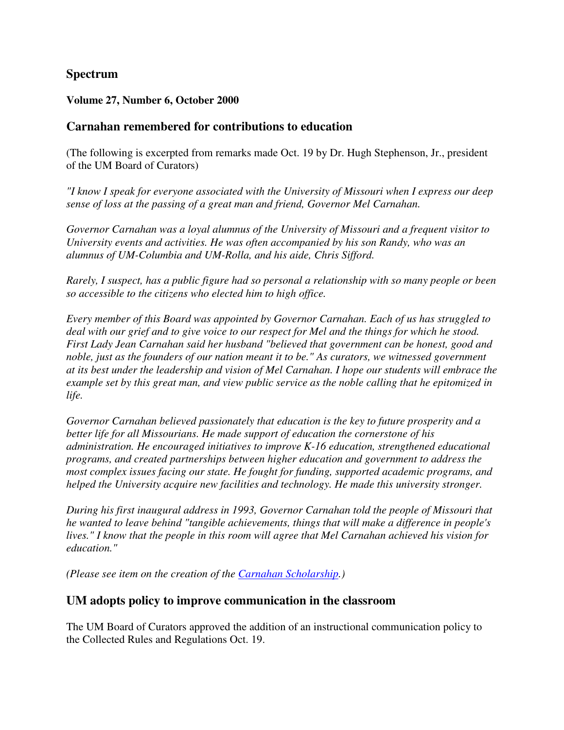# Spectrum

**Volume 27, Number 6, October 2000**

## Carnahan remembered for contributions to education

(The following is excerpted from remarks made Oct. 19 by Dr. Hugh Stephenson, Jr., president of the UM Board of Curators)

*"I know I speak for everyone associated with the University of Missouri when I express our deep sense of loss at the passing of a great man and friend, Governor Mel Carnahan.*

*Governor Carnahan was a loyal alumnus of the University of Missouri and a frequent visitor to University events and activities. He was often accompanied by his son Randy, who was an alumnus of UM-Columbia and UM-Rolla, and his aide, Chris Sifford.*

*Rarely, I suspect, has a public figure had so personal a relationship with so many people or been so accessible to the citizens who elected him to high office.*

*Every member of this Board was appointed by Governor Carnahan. Each of us has struggled to deal with our grief and to give voice to our respect for Mel and the things for which he stood. First Lady Jean Carnahan said her husband "believed that government can be honest, good and noble, just as the founders of our nation meant it to be." As curators, we witnessed government at its best under the leadership and vision of Mel Carnahan. I hope our students will embrace the example set by this great man, and view public service as the noble calling that he epitomized in life.*

*Governor Carnahan believed passionately that education is the key to future prosperity and a better life for all Missourians. He made support of education the cornerstone of his administration. He encouraged initiatives to improve K-16 education, strengthened educational programs, and created partnerships between higher education and government to address the most complex issues facing our state. He fought for funding, supported academic programs, and helped the University acquire new facilities and technology. He made this university stronger.*

*During his first inaugural address in 1993, Governor Carnahan told the people of Missouri that he wanted to leave behind "tangible achievements, things that will make a difference in people's lives." I know that the people in this room will agree that Mel Carnahan achieved his vision for education."*

*(Please see item on the creation of the Carnahan Scholarship.)*

## UM adopts policy to improve communication in the classroom

The UM Board of Curators approved the addition of an instructional communication policy to the Collected Rules and Regulations Oct. 19.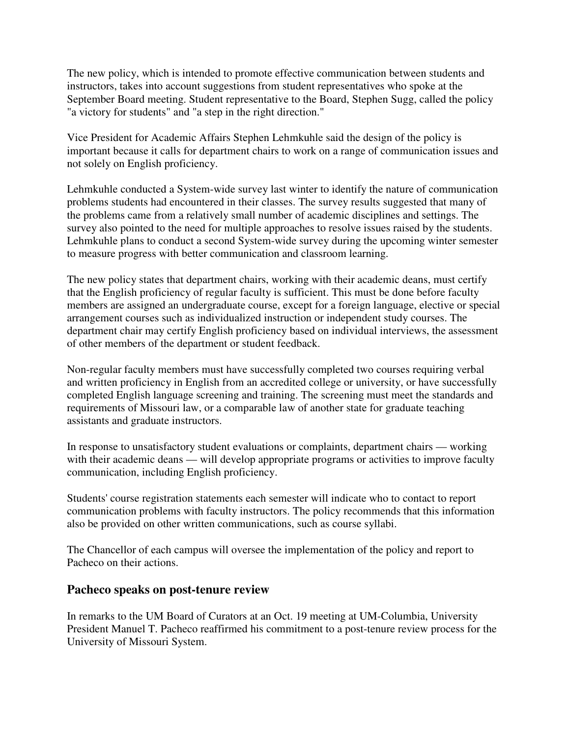The new policy, which is intended to promote effective communication between students and instructors, takes into account suggestions from student representatives who spoke at the September Board meeting. Student representative to the Board, Stephen Sugg, called the policy "a victory for students" and "a step in the right direction."

Vice President for Academic Affairs Stephen Lehmkuhle said the design of the policy is important because it calls for department chairs to work on a range of communication issues and not solely on English proficiency.

Lehmkuhle conducted a System-wide survey last winter to identify the nature of communication problems students had encountered in their classes. The survey results suggested that many of the problems came from a relatively small number of academic disciplines and settings. The survey also pointed to the need for multiple approaches to resolve issues raised by the students. Lehmkuhle plans to conduct a second System-wide survey during the upcoming winter semester to measure progress with better communication and classroom learning.

The new policy states that department chairs, working with their academic deans, must certify that the English proficiency of regular faculty is sufficient. This must be done before faculty members are assigned an undergraduate course, except for a foreign language, elective or special arrangement courses such as individualized instruction or independent study courses. The department chair may certify English proficiency based on individual interviews, the assessment of other members of the department or student feedback.

Non-regular faculty members must have successfully completed two courses requiring verbal and written proficiency in English from an accredited college or university, or have successfully completed English language screening and training. The screening must meet the standards and requirements of Missouri law, or a comparable law of another state for graduate teaching assistants and graduate instructors.

In response to unsatisfactory student evaluations or complaints, department chairs — working with their academic deans — will develop appropriate programs or activities to improve faculty communication, including English proficiency.

Students' course registration statements each semester will indicate who to contact to report communication problems with faculty instructors. The policy recommends that this information also be provided on other written communications, such as course syllabi.

The Chancellor of each campus will oversee the implementation of the policy and report to Pacheco on their actions.

## Pacheco speaks on post-tenure review

In remarks to the UM Board of Curators at an Oct. 19 meeting at UM-Columbia, University President Manuel T. Pacheco reaffirmed his commitment to a post-tenure review process for the University of Missouri System.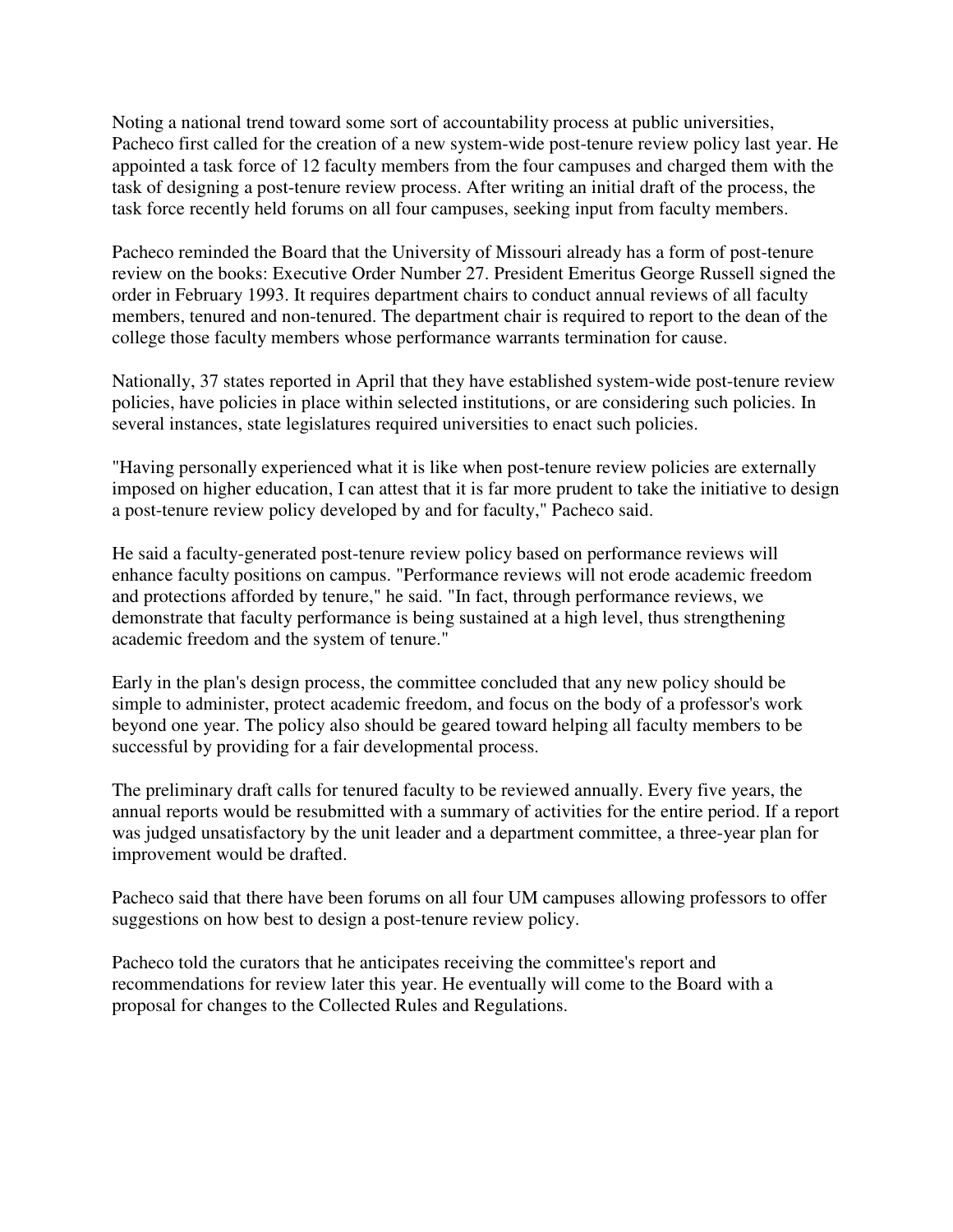Noting a national trend toward some sort of accountability process at public universities, Pacheco first called for the creation of a new system-wide post-tenure review policy last year. He appointed a task force of 12 faculty members from the four campuses and charged them with the task of designing a post-tenure review process. After writing an initial draft of the process, the task force recently held forums on all four campuses, seeking input from faculty members.

Pacheco reminded the Board that the University of Missouri already has a form of post-tenure review on the books: Executive Order Number 27. President Emeritus George Russell signed the order in February 1993. It requires department chairs to conduct annual reviews of all faculty members, tenured and non-tenured. The department chair is required to report to the dean of the college those faculty members whose performance warrants termination for cause.

Nationally, 37 states reported in April that they have established system-wide post-tenure review policies, have policies in place within selected institutions, or are considering such policies. In several instances, state legislatures required universities to enact such policies.

"Having personally experienced what it is like when post-tenure review policies are externally imposed on higher education, I can attest that it is far more prudent to take the initiative to design a post-tenure review policy developed by and for faculty," Pacheco said.

He said a faculty-generated post-tenure review policy based on performance reviews will enhance faculty positions on campus. "Performance reviews will not erode academic freedom and protections afforded by tenure," he said. "In fact, through performance reviews, we demonstrate that faculty performance is being sustained at a high level, thus strengthening academic freedom and the system of tenure."

Early in the plan's design process, the committee concluded that any new policy should be simple to administer, protect academic freedom, and focus on the body of a professor's work beyond one year. The policy also should be geared toward helping all faculty members to be successful by providing for a fair developmental process.

The preliminary draft calls for tenured faculty to be reviewed annually. Every five years, the annual reports would be resubmitted with a summary of activities for the entire period. If a report was judged unsatisfactory by the unit leader and a department committee, a three-year plan for improvement would be drafted.

Pacheco said that there have been forums on all four UM campuses allowing professors to offer suggestions on how best to design a post-tenure review policy.

Pacheco told the curators that he anticipates receiving the committee's report and recommendations for review later this year. He eventually will come to the Board with a proposal for changes to the Collected Rules and Regulations.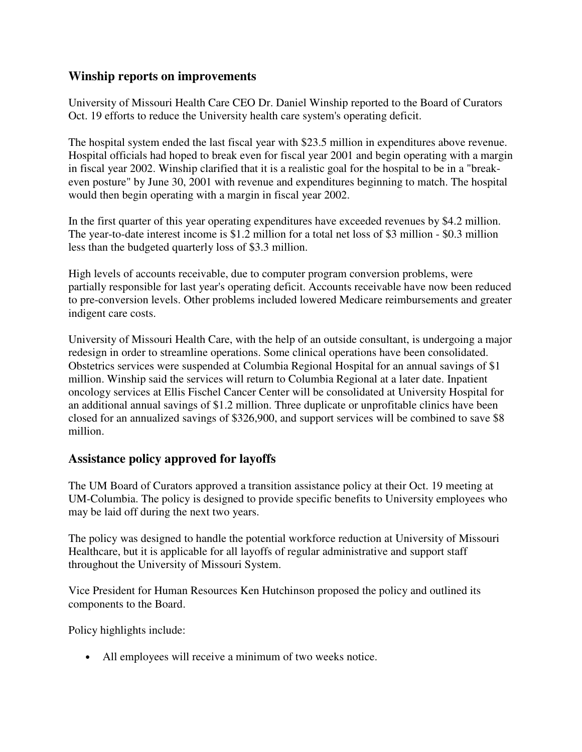## Winship reports on improvements

University of Missouri Health Care CEO Dr. Daniel Winship reported to the Board of Curators Oct. 19 efforts to reduce the University health care system's operating deficit.

The hospital system ended the last fiscal year with $23.5 million in expenditures above revenue. Hospital officials had hoped to break even for fiscal year 2001 and begin operating with a margin in fiscal year 2002. Winship clarified that it is a realistic goal for the hospital to be in a "break-even posture" by June 30, 2001 with revenue and expenditures beginning to match. The hospital would then begin operating with a margin in fiscal year 2002.

In the first quarter of this year operating expenditures have exceeded revenues by $4.2 million. The year-to-date interest income is $1.2 million for a total net loss of $3 million - $0.3 million less than the budgeted quarterly loss of $3.3 million.

High levels of accounts receivable, due to computer program conversion problems, were partially responsible for last year's operating deficit. Accounts receivable have now been reduced to pre-conversion levels. Other problems included lowered Medicare reimbursements and greater indigent care costs.

University of Missouri Health Care, with the help of an outside consultant, is undergoing a major redesign in order to streamline operations. Some clinical operations have been consolidated. Obstetrics services were suspended at Columbia Regional Hospital for an annual savings of $1 million. Winship said the services will return to Columbia Regional at a later date. Inpatient oncology services at Ellis Fischel Cancer Center will be consolidated at University Hospital for an additional annual savings of $1.2 million. Three duplicate or unprofitable clinics have been closed for an annualized savings of $326,900, and support services will be combined to save $8 million.

## Assistance policy approved for layoffs

The UM Board of Curators approved a transition assistance policy at their Oct. 19 meeting at UM-Columbia. The policy is designed to provide specific benefits to University employees who may be laid off during the next two years.

The policy was designed to handle the potential workforce reduction at University of Missouri Healthcare, but it is applicable for all layoffs of regular administrative and support staff throughout the University of Missouri System.

Vice President for Human Resources Ken Hutchinson proposed the policy and outlined its components to the Board.

Policy highlights include:

- All employees will receive a minimum of two weeks notice.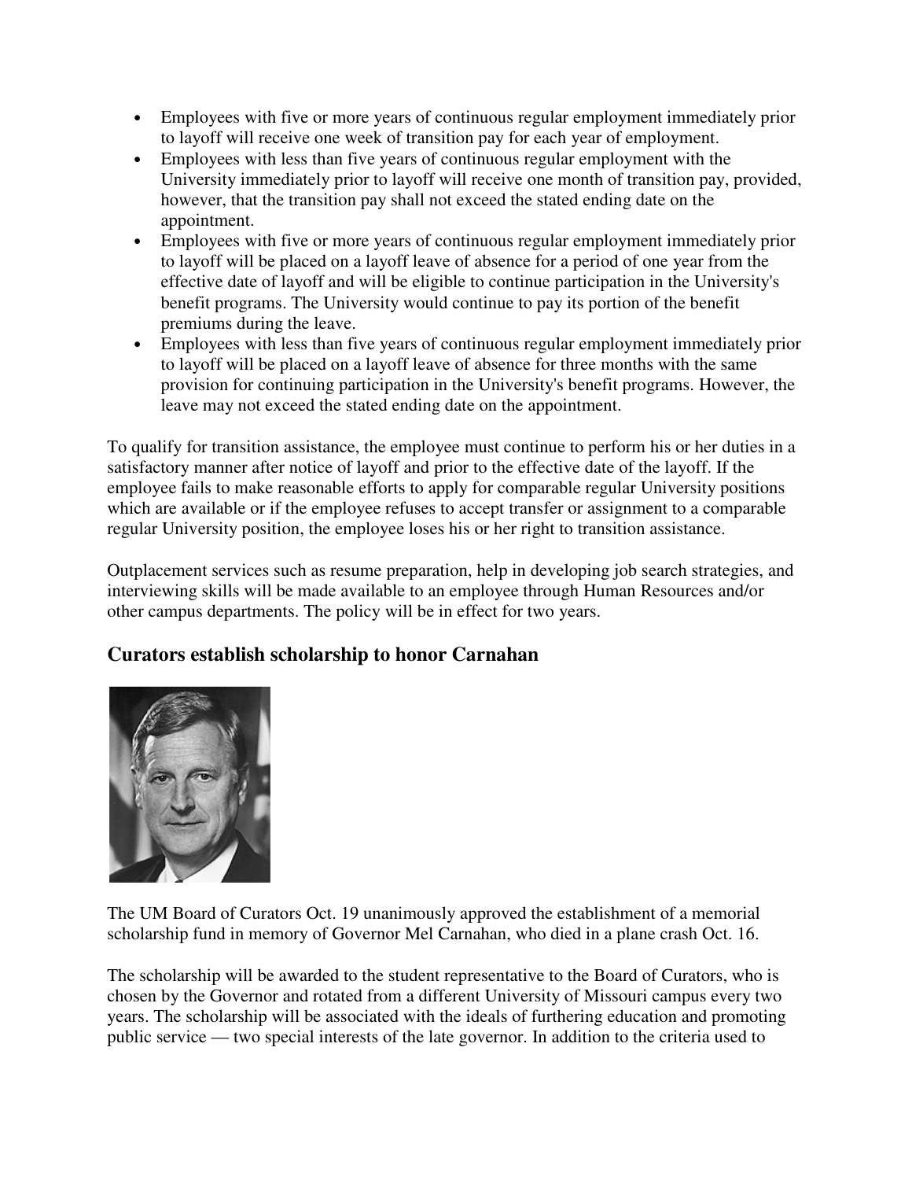- Employees with five or more years of continuous regular employment immediately prior to layoff will receive one week of transition pay for each year of employment.
- Employees with less than five years of continuous regular employment with the University immediately prior to layoff will receive one month of transition pay, provided, however, that the transition pay shall not exceed the stated ending date on the appointment.
- Employees with five or more years of continuous regular employment immediately prior to layoff will be placed on a layoff leave of absence for a period of one year from the effective date of layoff and will be eligible to continue participation in the University's benefit programs. The University would continue to pay its portion of the benefit premiums during the leave.
- Employees with less than five years of continuous regular employment immediately prior to layoff will be placed on a layoff leave of absence for three months with the same provision for continuing participation in the University's benefit programs. However, the leave may not exceed the stated ending date on the appointment.

To qualify for transition assistance, the employee must continue to perform his or her duties in a satisfactory manner after notice of layoff and prior to the effective date of the layoff. If the employee fails to make reasonable efforts to apply for comparable regular University positions which are available or if the employee refuses to accept transfer or assignment to a comparable regular University position, the employee loses his or her right to transition assistance.

Outplacement services such as resume preparation, help in developing job search strategies, and interviewing skills will be made available to an employee through Human Resources and/or other campus departments. The policy will be in effect for two years.

## Curators establish scholarship to honor Carnahan

The UM Board of Curators Oct. 19 unanimously approved the establishment of a memorial scholarship fund in memory of Governor Mel Carnahan, who died in a plane crash Oct. 16.

The scholarship will be awarded to the student representative to the Board of Curators, who is chosen by the Governor and rotated from a different University of Missouri campus every two years. The scholarship will be associated with the ideals of furthering education and promoting public service — two special interests of the late governor. In addition to the criteria used to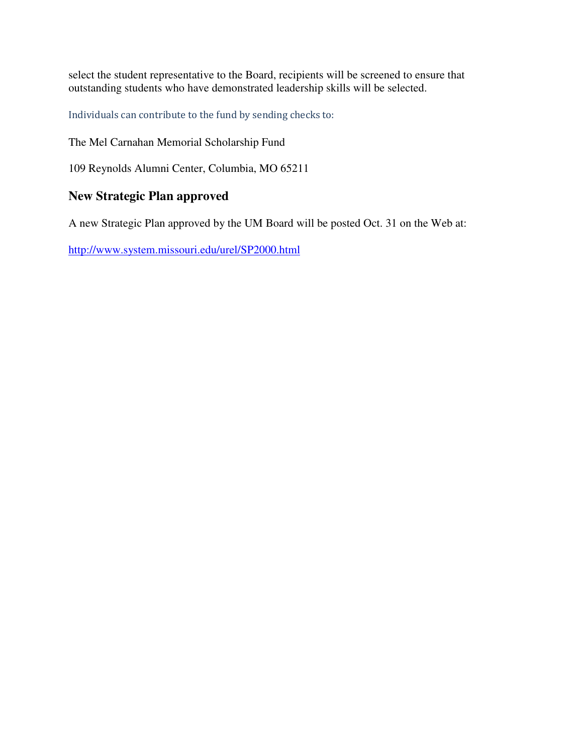select the student representative to the Board, recipients will be screened to ensure that outstanding students who have demonstrated leadership skills will be selected.

Individuals can contribute to the fund by sending checks to:

The Mel Carnahan Memorial Scholarship Fund

109 Reynolds Alumni Center, Columbia, MO 65211

### New Strategic Plan approved

A new Strategic Plan approved by the UM Board will be posted Oct. 31 on the Web at:

http://www.system.missouri.edu/urel/SP2000.html